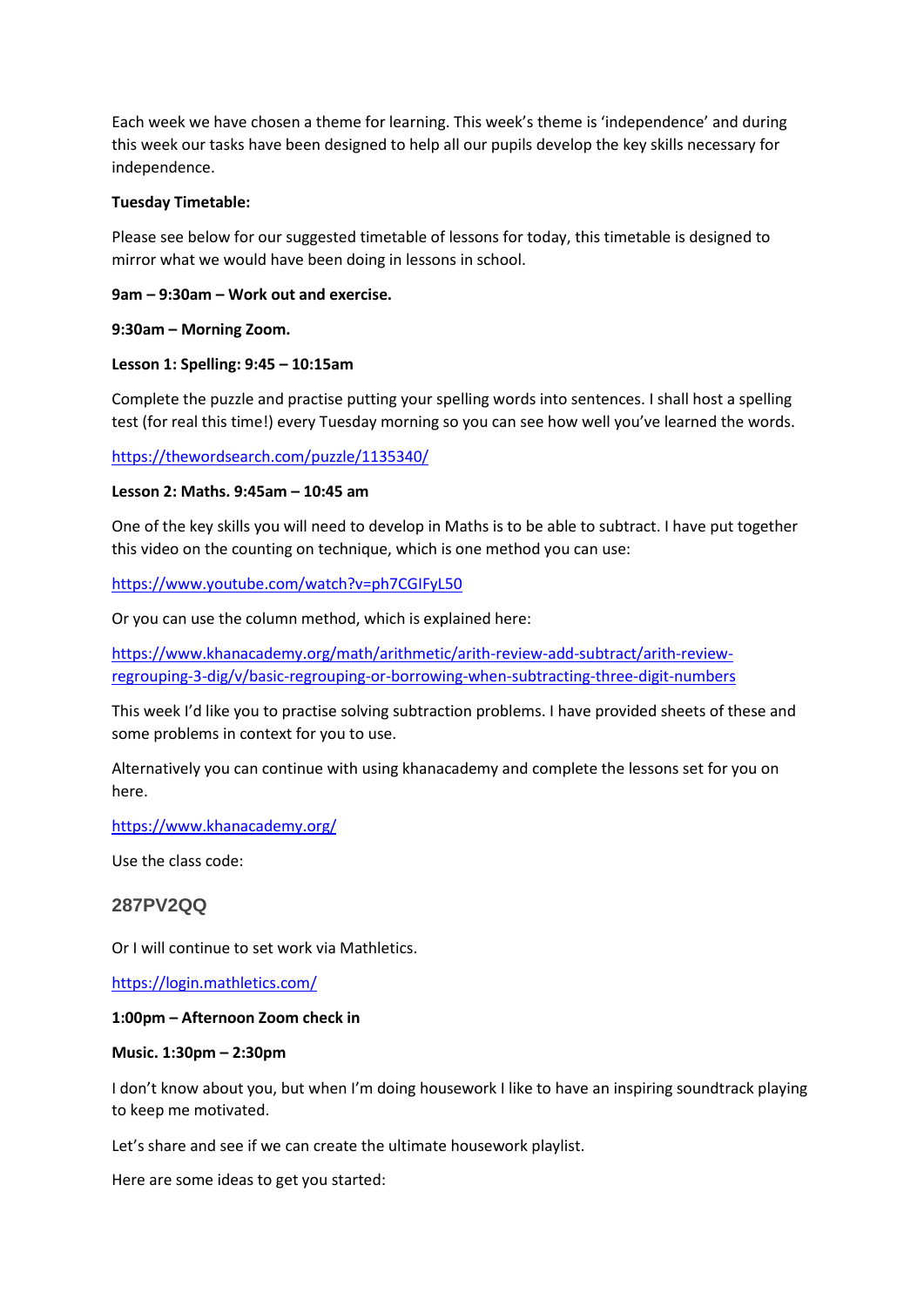Each week we have chosen a theme for learning. This week's theme is 'independence' and during this week our tasks have been designed to help all our pupils develop the key skills necessary for independence.

**Tuesday Timetable:**

Please see below for our suggested timetable of lessons for today, this timetable is designed to mirror what we would have been doing in lessons in school.

**9am – 9:30am – Work out and exercise.**

**9:30am – Morning Zoom.**

**Lesson 1: Spelling: 9:45 – 10:15am**

Complete the puzzle and practise putting your spelling words into sentences. I shall host a spelling test (for real this time!) every Tuesday morning so you can see how well you've learned the words.

https://thewordsearch.com/puzzle/1135340/

**Lesson 2: Maths. 9:45am – 10:45 am**

One of the key skills you will need to develop in Maths is to be able to subtract. I have put together this video on the counting on technique, which is one method you can use:

https://www.youtube.com/watch?v=ph7CGIFyL50

Or you can use the column method, which is explained here:

https://www.khanacademy.org/math/arithmetic/arith-review-add-subtract/arith-review-regrouping-3-dig/v/basic-regrouping-or-borrowing-when-subtracting-three-digit-numbers

This week I'd like you to practise solving subtraction problems. I have provided sheets of these and some problems in context for you to use.

Alternatively you can continue with using khanacademy and complete the lessons set for you on here.

https://www.khanacademy.org/

Use the class code:

**287PV2QQ**

Or I will continue to set work via Mathletics.

https://login.mathletics.com/

**1:00pm – Afternoon Zoom check in**

**Music. 1:30pm – 2:30pm**

I don't know about you, but when I'm doing housework I like to have an inspiring soundtrack playing to keep me motivated.

Let's share and see if we can create the ultimate housework playlist.

Here are some ideas to get you started: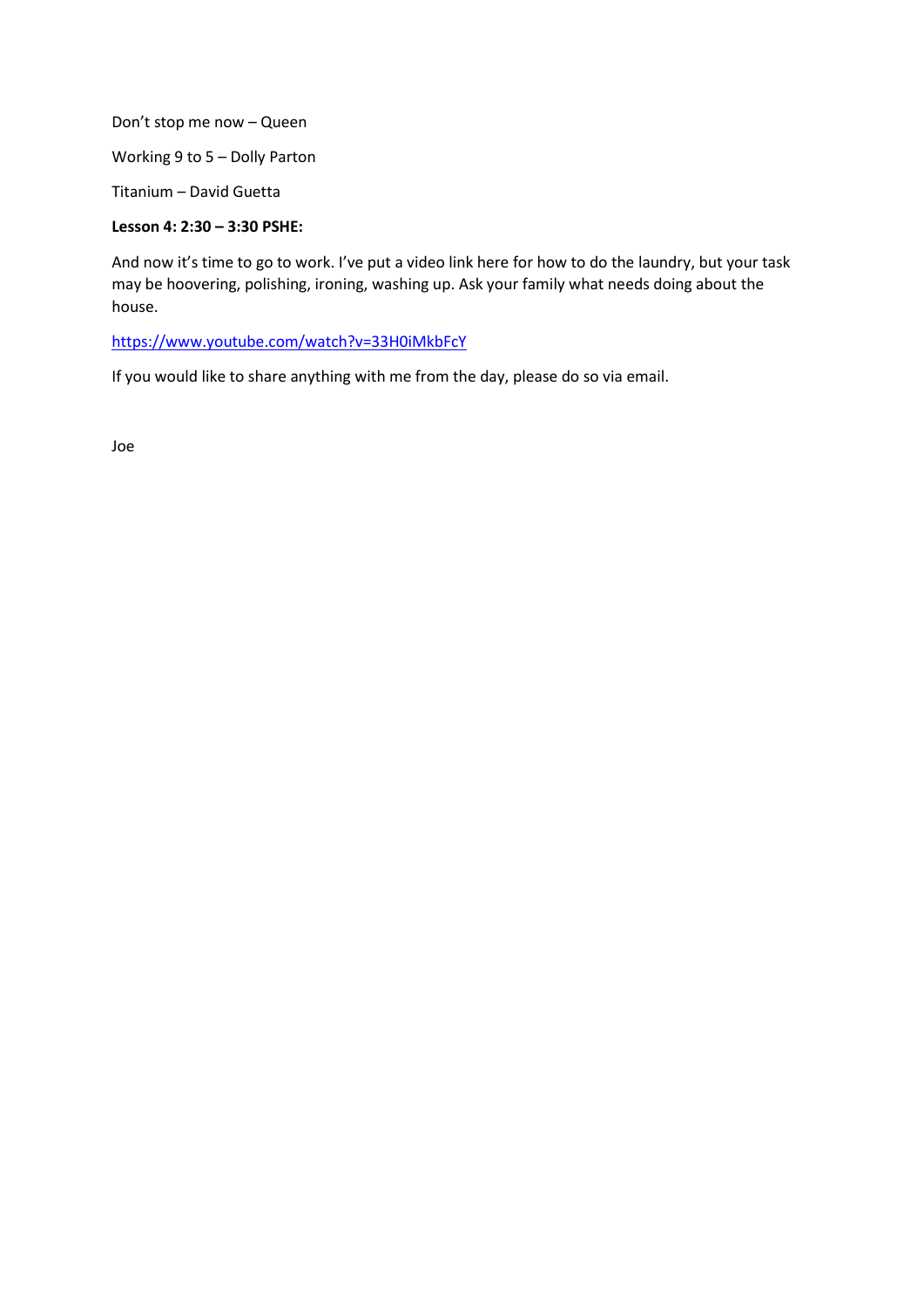Don’t stop me now – Queen

Working 9 to 5 – Dolly Parton

Titanium – David Guetta

**Lesson 4: 2:30 – 3:30 PSHE:**

And now it’s time to go to work. I’ve put a video link here for how to do the laundry, but your task may be hoovering, polishing, ironing, washing up. Ask your family what needs doing about the house.

https://www.youtube.com/watch?v=33H0iMkbFcY

If you would like to share anything with me from the day, please do so via email.

Joe